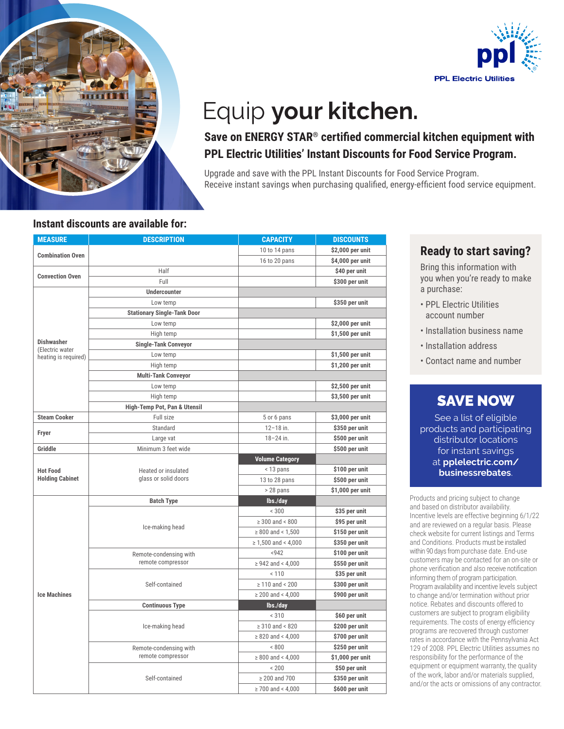PPL Electric Utilities

# Equip **your kitchen.**

## Save on ENERGY STAR® certified commercial kitchen equipment with PPL Electric Utilities' Instant Discounts for Food Service Program.

Upgrade and save with the PPL Instant Discounts for Food Service Program.
Receive instant savings when purchasing qualified, energy-efficient food service equipment.

### Instant discounts are available for:

| MEASURE | DESCRIPTION | CAPACITY | DISCOUNTS |
|---|---|---|---|
| Combination Oven | | 10 to 14 pans | $2,000 per unit |
| | | 16 to 20 pans | $4,000 per unit |
| Convection Oven | Half | | $40 per unit |
| | Full | | $300 per unit |
| Dishwasher (Electric water heating is required) | **Undercounter** | | |
| | Low temp | | $350 per unit |
| | **Stationary Single-Tank Door** | | |
| | Low temp | | $2,000 per unit |
| | High temp | | $1,500 per unit |
| | **Single-Tank Conveyor** | | |
| | Low temp | | $1,500 per unit |
| | High temp | | $1,200 per unit |
| | **Multi-Tank Conveyor** | | |
| | Low temp | | $2,500 per unit |
| | High temp | | $3,500 per unit |
| | **High-Temp Pot, Pan & Utensil** | | |
| Steam Cooker | Full size | 5 or 6 pans | $3,000 per unit |
| Fryer | Standard | 12–18 in. | $350 per unit |
| | Large vat | 18–24 in. | $500 per unit |
| Griddle | Minimum 3 feet wide | | $500 per unit |
| Hot Food Holding Cabinet | Heated or insulated glass or solid doors | **Volume Category** | |
| | | < 13 pans | $100 per unit |
| | | 13 to 28 pans | $500 per unit |
| | | > 28 pans | $1,000 per unit |
| Ice Machines | **Batch Type** | **lbs./day** | |
| | Ice-making head | < 300 | $35 per unit |
| | | ≥ 300 and < 800 | $95 per unit |
| | | ≥ 800 and < 1,500 | $150 per unit |
| | | ≥ 1,500 and < 4,000 | $350 per unit |
| | Remote-condensing with remote compressor | <942 | $100 per unit |
| | | ≥ 942 and < 4,000 | $550 per unit |
| | Self-contained | < 110 | $35 per unit |
| | | ≥ 110 and < 200 | $300 per unit |
| | | ≥ 200 and < 4,000 | $900 per unit |
| | **Continuous Type** | **lbs./day** | |
| | Ice-making head | < 310 | $60 per unit |
| | | ≥ 310 and < 820 | $200 per unit |
| | | ≥ 820 and < 4,000 | $700 per unit |
| | Remote-condensing with remote compressor | < 800 | $250 per unit |
| | | ≥ 800 and < 4,000 | $1,000 per unit |
| | Self-contained | < 200 | $50 per unit |
| | | ≥ 200 and 700 | $350 per unit |
| | | ≥ 700 and < 4,000 | $600 per unit |

### Ready to start saving?

Bring this information with you when you're ready to make a purchase:

- PPL Electric Utilities account number
- Installation business name
- Installation address
- Contact name and number

### SAVE NOW

See a list of eligible products and participating distributor locations for instant savings at **pplelectric.com/businessrebates**.

Products and pricing subject to change and based on distributor availability. Incentive levels are effective beginning 6/1/22 and are reviewed on a regular basis. Please check website for current listings and Terms and Conditions. Products must be installed within 90 days from purchase date. End-use customers may be contacted for an on-site or phone verification and also receive notification informing them of program participation. Program availability and incentive levels subject to change and/or termination without prior notice. Rebates and discounts offered to customers are subject to program eligibility requirements. The costs of energy efficiency programs are recovered through customer rates in accordance with the Pennsylvania Act 129 of 2008. PPL Electric Utilities assumes no responsibility for the performance of the equipment or equipment warranty, the quality of the work, labor and/or materials supplied, and/or the acts or omissions of any contractor.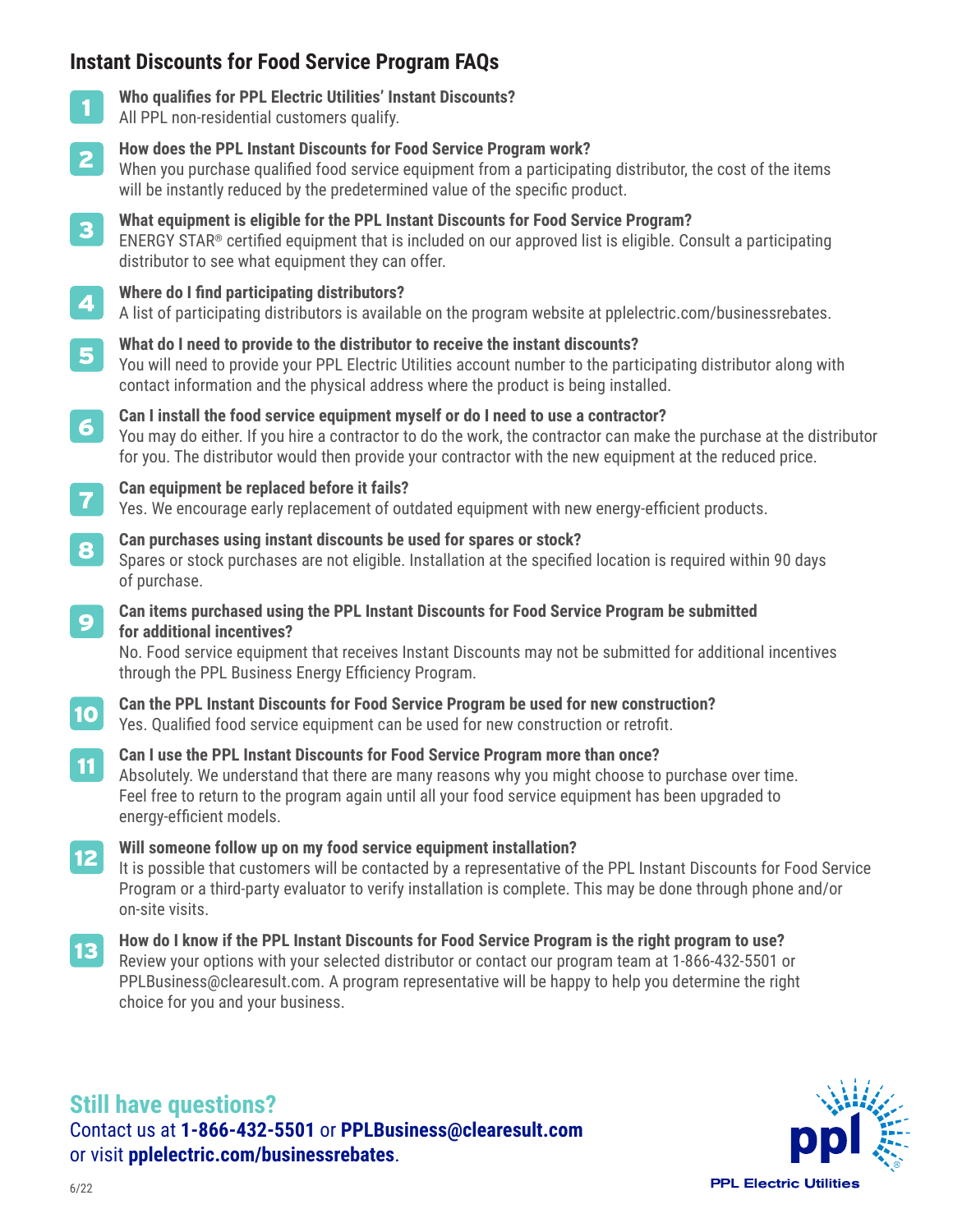## Instant Discounts for Food Service Program FAQs

1. **Who qualifies for PPL Electric Utilities' Instant Discounts?**
   All PPL non-residential customers qualify.

2. **How does the PPL Instant Discounts for Food Service Program work?**
   When you purchase qualified food service equipment from a participating distributor, the cost of the items will be instantly reduced by the predetermined value of the specific product.

3. **What equipment is eligible for the PPL Instant Discounts for Food Service Program?**
   ENERGY STAR® certified equipment that is included on our approved list is eligible. Consult a participating distributor to see what equipment they can offer.

4. **Where do I find participating distributors?**
   A list of participating distributors is available on the program website at pplelectric.com/businessrebates.

5. **What do I need to provide to the distributor to receive the instant discounts?**
   You will need to provide your PPL Electric Utilities account number to the participating distributor along with contact information and the physical address where the product is being installed.

6. **Can I install the food service equipment myself or do I need to use a contractor?**
   You may do either. If you hire a contractor to do the work, the contractor can make the purchase at the distributor for you. The distributor would then provide your contractor with the new equipment at the reduced price.

7. **Can equipment be replaced before it fails?**
   Yes. We encourage early replacement of outdated equipment with new energy-efficient products.

8. **Can purchases using instant discounts be used for spares or stock?**
   Spares or stock purchases are not eligible. Installation at the specified location is required within 90 days of purchase.

9. **Can items purchased using the PPL Instant Discounts for Food Service Program be submitted for additional incentives?**
   No. Food service equipment that receives Instant Discounts may not be submitted for additional incentives through the PPL Business Energy Efficiency Program.

10. **Can the PPL Instant Discounts for Food Service Program be used for new construction?**
    Yes. Qualified food service equipment can be used for new construction or retrofit.

11. **Can I use the PPL Instant Discounts for Food Service Program more than once?**
    Absolutely. We understand that there are many reasons why you might choose to purchase over time. Feel free to return to the program again until all your food service equipment has been upgraded to energy-efficient models.

12. **Will someone follow up on my food service equipment installation?**
    It is possible that customers will be contacted by a representative of the PPL Instant Discounts for Food Service Program or a third-party evaluator to verify installation is complete. This may be done through phone and/or on-site visits.

13. **How do I know if the PPL Instant Discounts for Food Service Program is the right program to use?**
    Review your options with your selected distributor or contact our program team at 1-866-432-5501 or PPLBusiness@clearesult.com. A program representative will be happy to help you determine the right choice for you and your business.

## Still have questions?

Contact us at **1-866-432-5501** or **PPLBusiness@clearesult.com** or visit **pplelectric.com/businessrebates**.

PPL Electric Utilities

6/22